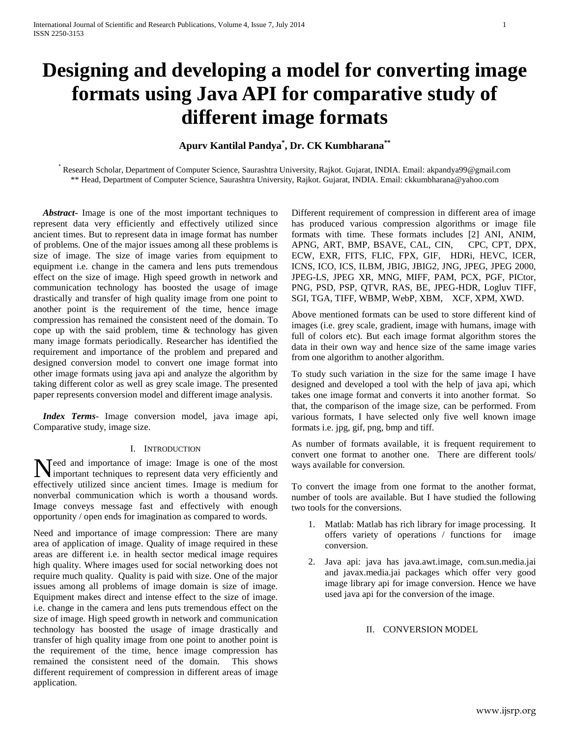# Designing and developing a model for converting image formats using Java API for comparative study of different image formats

**Apurv Kantilal Pandya[*], Dr. CK Kumbharana[**]**

[*] Research Scholar, Department of Computer Science, Saurashtra University, Rajkot. Gujarat, INDIA. Email: akpandya99@gmail.com
[**] Head, Department of Computer Science, Saurashtra University, Rajkot. Gujarat, INDIA. Email: ckkumbharana@yahoo.com

***Abstract***- Image is one of the most important techniques to represent data very efficiently and effectively utilized since ancient times. But to represent data in image format has number of problems. One of the major issues among all these problems is size of image. The size of image varies from equipment to equipment i.e. change in the camera and lens puts tremendous effect on the size of image. High speed growth in network and communication technology has boosted the usage of image drastically and transfer of high quality image from one point to another point is the requirement of the time, hence image compression has remained the consistent need of the domain. To cope up with the said problem, time & technology has given many image formats periodically. Researcher has identified the requirement and importance of the problem and prepared and designed conversion model to convert one image format into other image formats using java api and analyze the algorithm by taking different color as well as grey scale image. The presented paper represents conversion model and different image analysis.

***Index Terms***- Image conversion model, java image api, Comparative study, image size.

## I. Introduction

Need and importance of image: Image is one of the most important techniques to represent data very efficiently and effectively utilized since ancient times. Image is medium for nonverbal communication which is worth a thousand words. Image conveys message fast and effectively with enough opportunity / open ends for imagination as compared to words.

Need and importance of image compression: There are many area of application of image. Quality of image required in these areas are different i.e. in health sector medical image requires high quality. Where images used for social networking does not require much quality. Quality is paid with size. One of the major issues among all problems of image domain is size of image. Equipment makes direct and intense effect to the size of image. i.e. change in the camera and lens puts tremendous effect on the size of image. High speed growth in network and communication technology has boosted the usage of image drastically and transfer of high quality image from one point to another point is the requirement of the time, hence image compression has remained the consistent need of the domain. This shows different requirement of compression in different areas of image application.

Different requirement of compression in different area of image has produced various compression algorithms or image file formats with time. These formats includes [2] ANI, ANIM, APNG, ART, BMP, BSAVE, CAL, CIN, CPC, CPT, DPX, ECW, EXR, FITS, FLIC, FPX, GIF, HDRi, HEVC, ICER, ICNS, ICO, ICS, ILBM, JBIG, JBIG2, JNG, JPEG, JPEG 2000, JPEG-LS, JPEG XR, MNG, MIFF, PAM, PCX, PGF, PICtor, PNG, PSD, PSP, QTVR, RAS, BE, JPEG-HDR, Logluv TIFF, SGI, TGA, TIFF, WBMP, WebP, XBM, XCF, XPM, XWD.

Above mentioned formats can be used to store different kind of images (i.e. grey scale, gradient, image with humans, image with full of colors etc). But each image format algorithm stores the data in their own way and hence size of the same image varies from one algorithm to another algorithm.

To study such variation in the size for the same image I have designed and developed a tool with the help of java api, which takes one image format and converts it into another format. So that, the comparison of the image size, can be performed. From various formats, I have selected only five well known image formats i.e. jpg, gif, png, bmp and tiff.

As number of formats available, it is frequent requirement to convert one format to another one. There are different tools/ ways available for conversion.

To convert the image from one format to the another format, number of tools are available. But I have studied the following two tools for the conversions.

1. Matlab: Matlab has rich library for image processing. It offers variety of operations / functions for image conversion.
2. Java api: java has java.awt.image, com.sun.media.jai and javax.media.jai packages which offer very good image library api for image conversion. Hence we have used java api for the conversion of the image.

## II. Conversion Model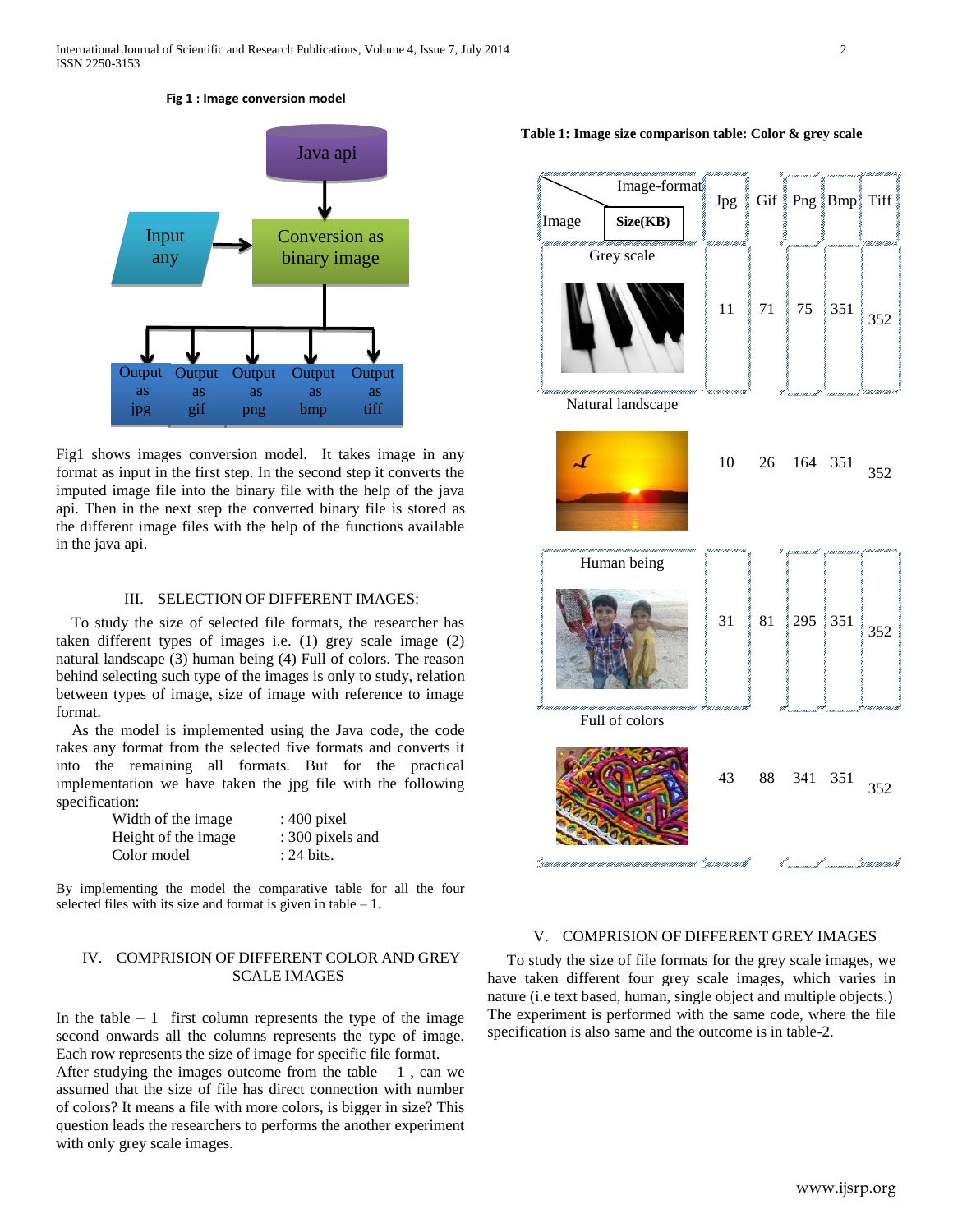**Fig 1 : Image conversion model**

Fig1 shows images conversion model. It takes image in any format as input in the first step. In the second step it converts the imputed image file into the binary file with the help of the java api. Then in the next step the converted binary file is stored as the different image files with the help of the functions available in the java api.

## III. SELECTION OF DIFFERENT IMAGES:

To study the size of selected file formats, the researcher has taken different types of images i.e. (1) grey scale image (2) natural landscape (3) human being (4) Full of colors. The reason behind selecting such type of the images is only to study, relation between types of image, size of image with reference to image format.

As the model is implemented using the Java code, the code takes any format from the selected five formats and converts it into the remaining all formats. But for the practical implementation we have taken the jpg file with the following specification:

| | |
|---|---|
| Width of the image | : 400 pixel |
| Height of the image | : 300 pixels and |
| Color model | : 24 bits. |

By implementing the model the comparative table for all the four selected files with its size and format is given in table – 1.

## IV. COMPRISION OF DIFFERENT COLOR AND GREY SCALE IMAGES

In the table – 1 first column represents the type of the image second onwards all the columns represents the type of image. Each row represents the size of image for specific file format.

After studying the images outcome from the table – 1 , can we assumed that the size of file has direct connection with number of colors? It means a file with more colors, is bigger in size? This question leads the researchers to performs the another experiment with only grey scale images.

**Table 1: Image size comparison table: Color & grey scale**

| Image / Image-format Size(KB) | Jpg | Gif | Png | Bmp | Tiff |
|---|---|---|---|---|---|
| Grey scale | 11 | 71 | 75 | 351 | 352 |
| Natural landscape | 10 | 26 | 164 | 351 | 352 |
| Human being | 31 | 81 | 295 | 351 | 352 |
| Full of colors | 43 | 88 | 341 | 351 | 352 |

## V. COMPRISION OF DIFFERENT GREY IMAGES

To study the size of file formats for the grey scale images, we have taken different four grey scale images, which varies in nature (i.e text based, human, single object and multiple objects.) The experiment is performed with the same code, where the file specification is also same and the outcome is in table-2.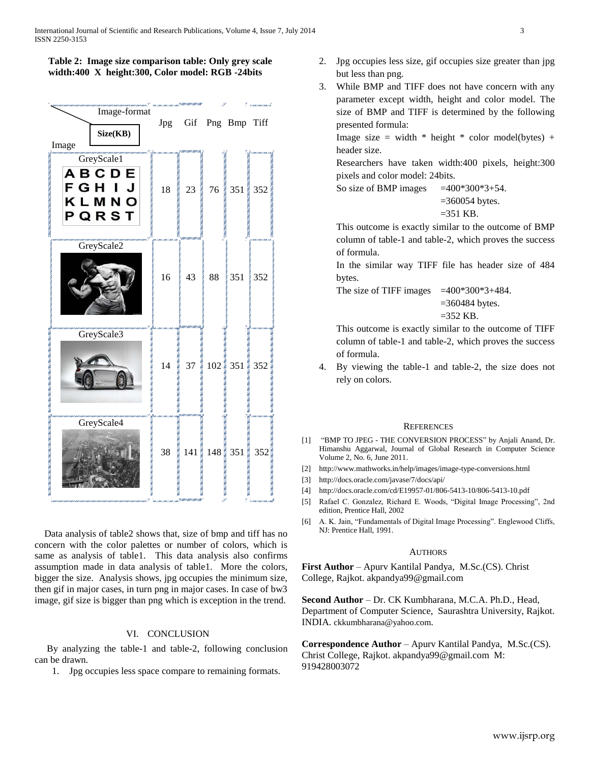**Table 2: Image size comparison table: Only grey scale width:400 X height:300, Color model: RGB -24bits**

| Image \ Image-format (Size(KB)) | Jpg | Gif | Png | Bmp | Tiff |
|---|---|---|---|---|---|
| GreyScale1 | 18 | 23 | 76 | 351 | 352 |
| GreyScale2 | 16 | 43 | 88 | 351 | 352 |
| GreyScale3 | 14 | 37 | 102 | 351 | 352 |
| GreyScale4 | 38 | 141 | 148 | 351 | 352 |

Data analysis of table2 shows that, size of bmp and tiff has no concern with the color palettes or number of colors, which is same as analysis of table1. This data analysis also confirms assumption made in data analysis of table1. More the colors, bigger the size. Analysis shows, jpg occupies the minimum size, then gif in major cases, in turn png in major cases. In case of bw3 image, gif size is bigger than png which is exception in the trend.

## VI. CONCLUSION

By analyzing the table-1 and table-2, following conclusion can be drawn.

1. Jpg occupies less space compare to remaining formats.
2. Jpg occupies less size, gif occupies size greater than jpg but less than png.
3. While BMP and TIFF does not have concern with any parameter except width, height and color model. The size of BMP and TIFF is determined by the following presented formula:

   Image size = width * height * color model(bytes) + header size.

   Researchers have taken width:400 pixels, height:300 pixels and color model: 24bits.

   So size of BMP images =400*300*3+54.
   =360054 bytes.
   =351 KB.

   This outcome is exactly similar to the outcome of BMP column of table-1 and table-2, which proves the success of formula.

   In the similar way TIFF file has header size of 484 bytes.

   The size of TIFF images =400*300*3+484.
   =360484 bytes.
   =352 KB.

   This outcome is exactly similar to the outcome of TIFF column of table-1 and table-2, which proves the success of formula.
4. By viewing the table-1 and table-2, the size does not rely on colors.

## REFERENCES

[1] "BMP TO JPEG - THE CONVERSION PROCESS" by Anjali Anand, Dr. Himanshu Aggarwal, Journal of Global Research in Computer Science Volume 2, No. 6, June 2011.

[2] http://www.mathworks.in/help/images/image-type-conversions.html

[3] http://docs.oracle.com/javase/7/docs/api/

[4] http://docs.oracle.com/cd/E19957-01/806-5413-10/806-5413-10.pdf

[5] Rafael C. Gonzalez, Richard E. Woods, "Digital Image Processing", 2nd edition, Prentice Hall, 2002

[6] A. K. Jain, "Fundamentals of Digital Image Processing". Englewood Cliffs, NJ: Prentice Hall, 1991.

## AUTHORS

**First Author** – Apurv Kantilal Pandya, M.Sc.(CS). Christ College, Rajkot. akpandya99@gmail.com

**Second Author** – Dr. CK Kumbharana, M.C.A. Ph.D., Head, Department of Computer Science, Saurashtra University, Rajkot. INDIA. ckkumbharana@yahoo.com.

**Correspondence Author** – Apurv Kantilal Pandya, M.Sc.(CS). Christ College, Rajkot. akpandya99@gmail.com M: 919428003072